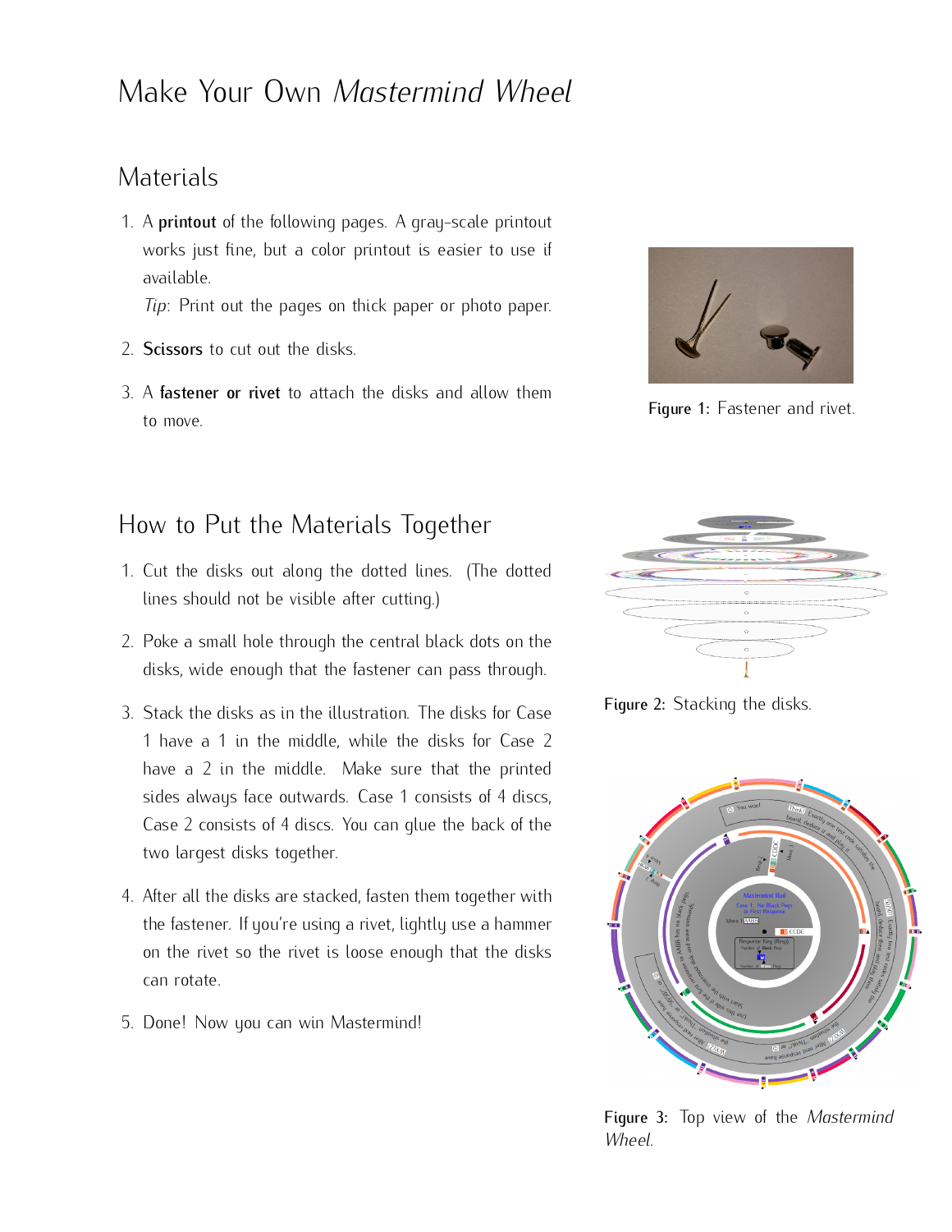# Make Your Own *Mastermind Wheel*

## Materials

1. A **printout** of the following pages. A gray-scale printout works just fine, but a color printout is easier to use if available.

   *Tip*: Print out the pages on thick paper or photo paper.

2. **Scissors** to cut out the disks.

3. A **fastener or rivet** to attach the disks and allow them to move.

**Figure 1:** Fastener and rivet.

## How to Put the Materials Together

1. Cut the disks out along the dotted lines. (The dotted lines should not be visible after cutting.)

2. Poke a small hole through the central black dots on the disks, wide enough that the fastener can pass through.

3. Stack the disks as in the illustration. The disks for Case 1 have a 1 in the middle, while the disks for Case 2 have a 2 in the middle. Make sure that the printed sides always face outwards. Case 1 consists of 4 discs, Case 2 consists of 4 discs. You can glue the back of the two largest disks together.

4. After all the disks are stacked, fasten them together with the fastener. If you're using a rivet, lightly use a hammer on the rivet so the rivet is loose enough that the disks can rotate.

5. Done! Now you can win Mastermind!

**Figure 2:** Stacking the disks.

**Figure 3:** Top view of the *Mastermind Wheel*.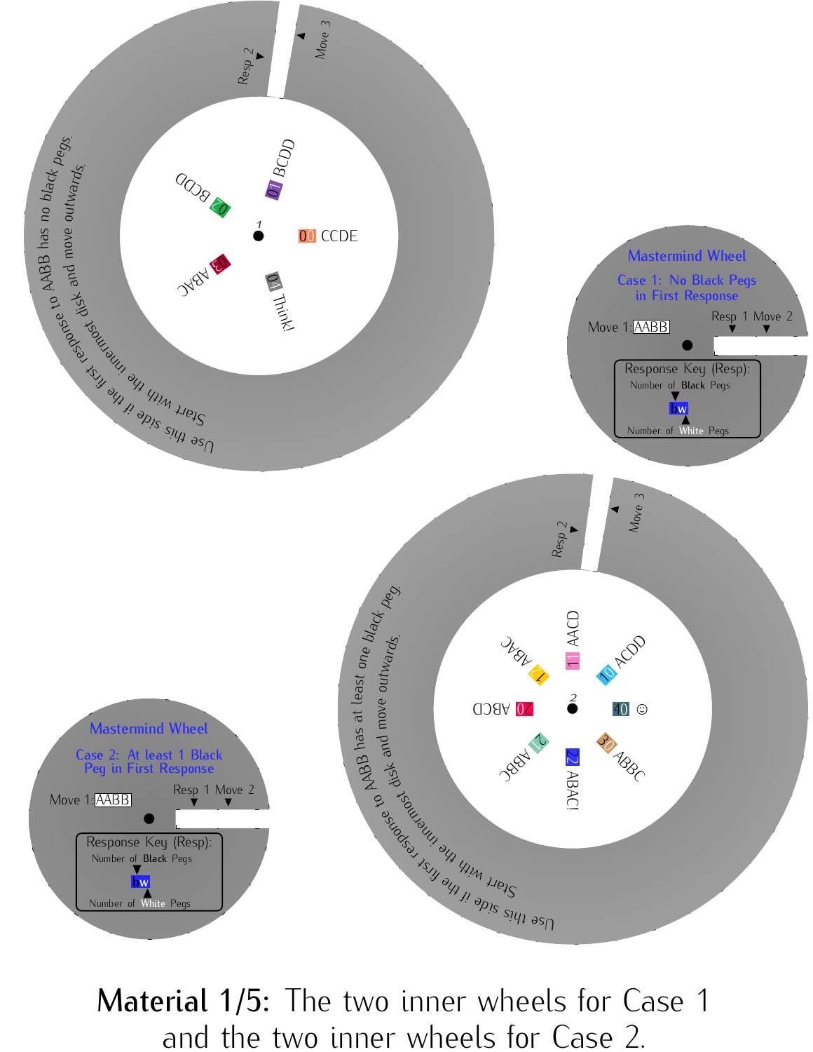Resp 2

Move 3

Use this side if the first response to AABB has no black pegs. Start with the innermost disk and move outwards.

1

01 BCDD

02 BCDD

00 CCDE

03 ABAC

04 Think!

## Mastermind Wheel

### Case 1: No Black Pegs in First Response

Move 1: AABB

Resp 1 Move 2

Response Key (Resp):

Number of **Black** Pegs

bw

Number of White Pegs

Resp 2

Move 3

Use this side if the first response to AABB has at least one black peg. Start with the innermost disk and move outwards.

2

11 AACD

12 ABAC

10 ACDD

02 ABCD

40 ☺

21 ABBC

22 ABAC!

30 ABBC

## Mastermind Wheel

### Case 2: At least 1 Black Peg in First Response

Move 1: AABB

Resp 1 Move 2

Response Key (Resp):

Number of **Black** Pegs

bw

Number of White Pegs

**Material 1/5:** The two inner wheels for Case 1 and the two inner wheels for Case 2.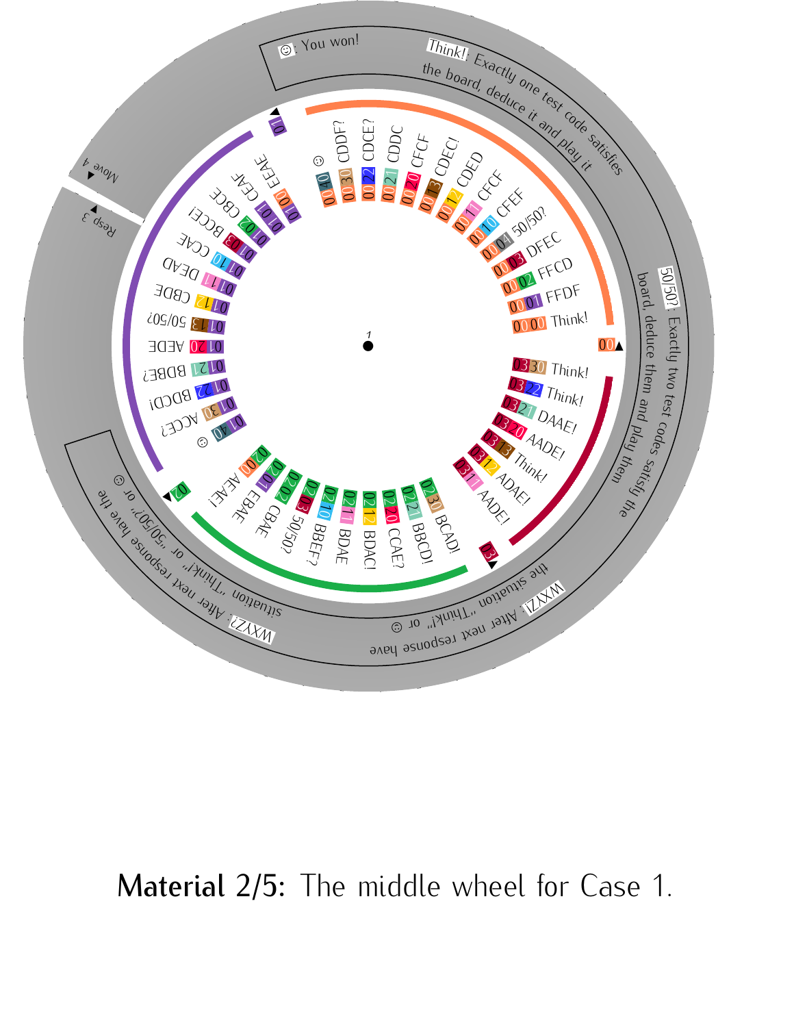☺: You won!

Think!: Exactly one test code satisfies the board, deduce it and play it

50/50?: Exactly two test codes satisfy the board, deduce them and play them

WXYZ!: After next response have the situation "Think!" or ☺

WXYZ?: After next response have the situation "Think!" or "50/50?" or ☺

Move 4

Resp 3

00 ☺ 04 · 0030 CDDF? · 0022 CDCE? · 0021 CDDC · 0020 CFCF · 0013 CDEC! · 0012 CDED · 0011 CFCF · 0010 CFEF · 0004 50/50? · 0003 DFEC · 0002 FFCD · 0001 FFDF · 0000 Think!

03 · 0330 Think! · 0322 Think! · 0321 DAAE! · 0320 AADE! · 0313 Think! · 0312 ADAE! · 0311 AADE!

02 · 0200 AEAE! · 0201 EBAE · 0202 CBAE · 0203 50/50? · 0210 BBEF? · 0211 BDAE · 0212 BDAC! · 0220 CCAE? · 0221 BBCD! · 0230 BCAD!

01 · 0100 EEAE · 0101 CEAF · 0102 CBCE · 0103 BCCE! · 0110 CCAE · 0111 DEAD · 0112 CBDE · 0113 50/50? · 0120 AEDE · 0121 BDBE? · 0122 BDCD! · 0130 ACCE? · 0140 ☺

1

**Material 2/5:** The middle wheel for Case 1.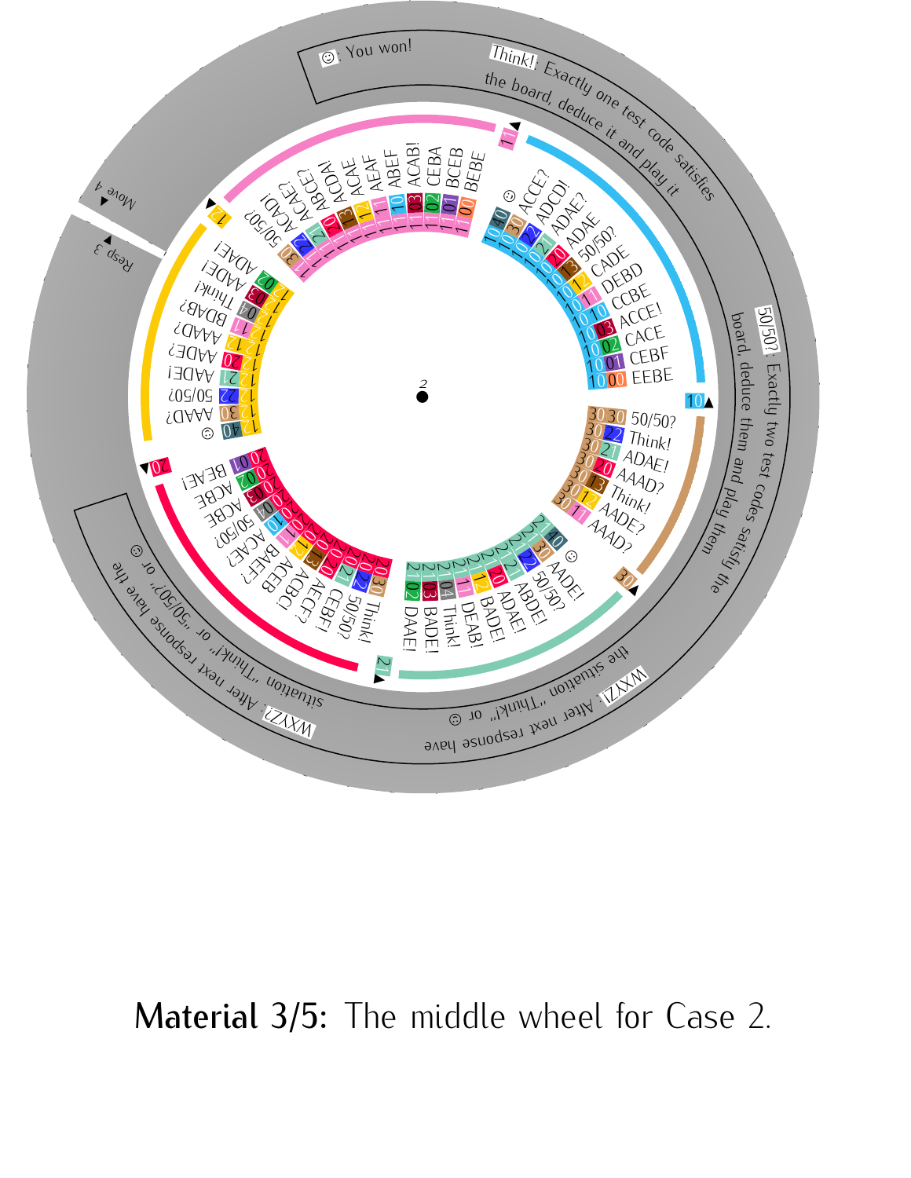☺: You won!

Think!: Exactly one test code satisfies the board, deduce it and play it

50/50?: Exactly two test codes satisfy the board, deduce them and play them

WXYZ!: After next response have the situation "Think!" or ☺

WXYZ?: After next response have the situation "Think!" or "50/50?" or ☺

Move 4

Resp 3

2

11: ACAD! 30, ACAE? 22, ABCE! 21, ACDA! 20, ACAE 13, AEAF 12, ABEF 11, ACAB! 10, CEBA 03, BCEB 02, BEBE 01, 00

10: ☺ 40, ACCE? 30, ADCD! 22, ADAE? 21, ADAE 20, 50/50? 13, CADE 12, DEBD 11, CCBE 10, ACCE! 03, CACE 02, CEBF 01, EEBE 00

30: 50/50? 30, Think! 22, ADAE! 21, AAAD? 20, Think! 13, AADE? 12, AAAD? 11

21: ☺ 40, AADE! 30, 50/50? 22, ABDE! 21, ADAE! 20, BADE! 12, DEAB! 11, Think! 04, BADE! 03, DAAE! 02

20: BEAE! 01, ACBE 02, ACBE 03, 50/50? 04, ACAE? 10, BAEF? 11, ACEB 12, ACBC! 13, AECF? 20, CEBF! 21, 50/50? 22, Think! 30

12: ADAE! 02, ADAE! 03, Think! 04, BDAB? 11, AAAD? 12, AADE? 20, AADE! 21, 50/50? 22, AAAD? 30, ☺ 40

**Material 3/5:** The middle wheel for Case 2.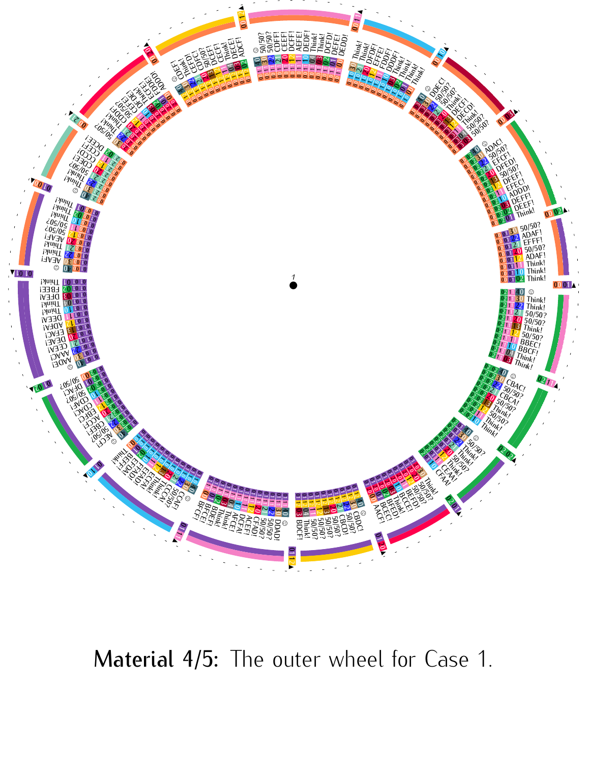**Material 4/5:** The outer wheel for Case 1.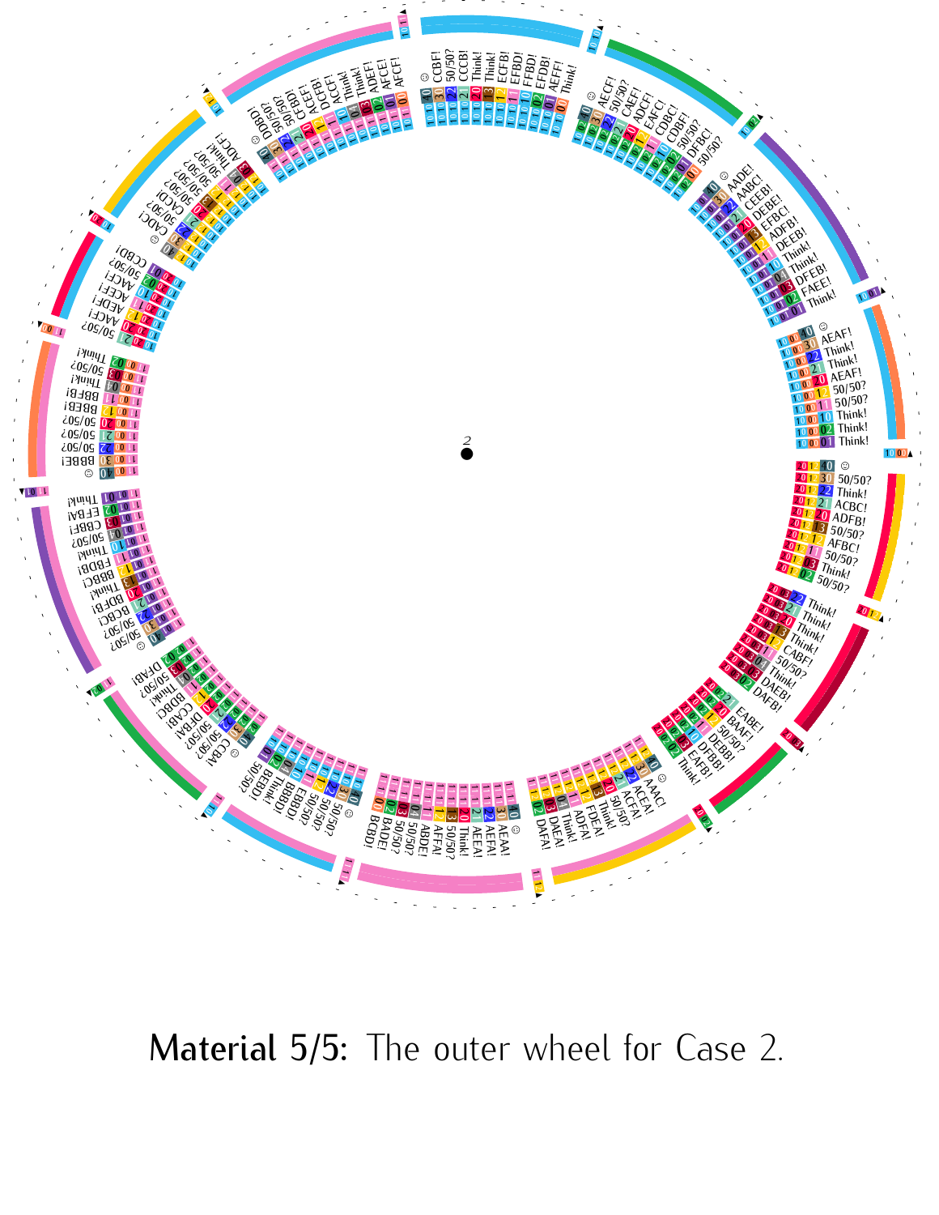**Material 5/5:** The outer wheel for Case 2.